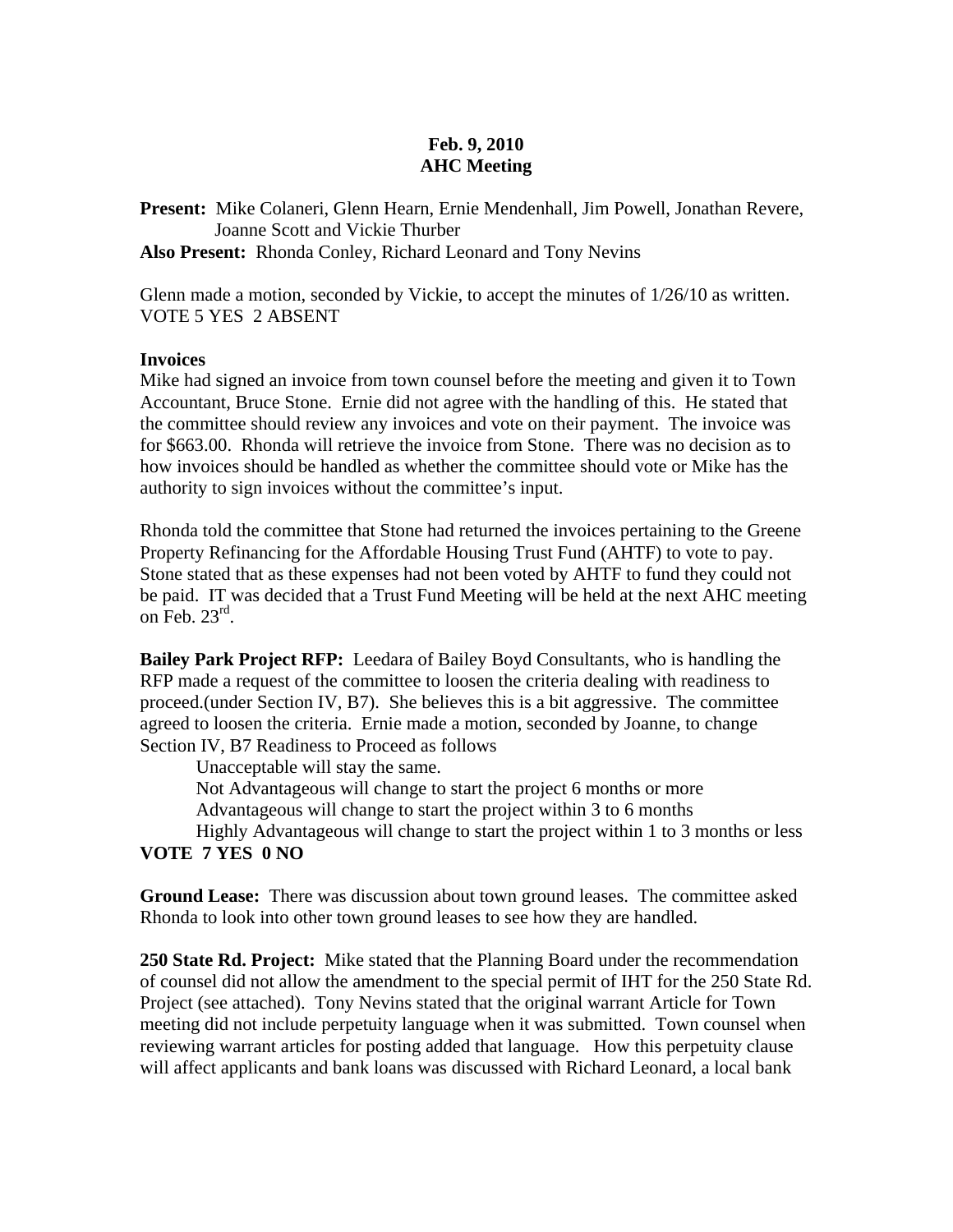**Feb. 9, 2010**
**AHC Meeting**

**Present:** Mike Colaneri, Glenn Hearn, Ernie Mendenhall, Jim Powell, Jonathan Revere, Joanne Scott and Vickie Thurber
**Also Present:** Rhonda Conley, Richard Leonard and Tony Nevins

Glenn made a motion, seconded by Vickie, to accept the minutes of 1/26/10 as written. VOTE 5 YES 2 ABSENT

**Invoices**
Mike had signed an invoice from town counsel before the meeting and given it to Town Accountant, Bruce Stone. Ernie did not agree with the handling of this. He stated that the committee should review any invoices and vote on their payment. The invoice was for $663.00. Rhonda will retrieve the invoice from Stone. There was no decision as to how invoices should be handled as whether the committee should vote or Mike has the authority to sign invoices without the committee's input.

Rhonda told the committee that Stone had returned the invoices pertaining to the Greene Property Refinancing for the Affordable Housing Trust Fund (AHTF) to vote to pay. Stone stated that as these expenses had not been voted by AHTF to fund they could not be paid. IT was decided that a Trust Fund Meeting will be held at the next AHC meeting on Feb. 23rd.

**Bailey Park Project RFP:** Leedara of Bailey Boyd Consultants, who is handling the RFP made a request of the committee to loosen the criteria dealing with readiness to proceed.(under Section IV, B7). She believes this is a bit aggressive. The committee agreed to loosen the criteria. Ernie made a motion, seconded by Joanne, to change Section IV, B7 Readiness to Proceed as follows

Unacceptable will stay the same.
Not Advantageous will change to start the project 6 months or more
Advantageous will change to start the project within 3 to 6 months
Highly Advantageous will change to start the project within 1 to 3 months or less

**VOTE 7 YES 0 NO**

**Ground Lease:** There was discussion about town ground leases. The committee asked Rhonda to look into other town ground leases to see how they are handled.

**250 State Rd. Project:** Mike stated that the Planning Board under the recommendation of counsel did not allow the amendment to the special permit of IHT for the 250 State Rd. Project (see attached). Tony Nevins stated that the original warrant Article for Town meeting did not include perpetuity language when it was submitted. Town counsel when reviewing warrant articles for posting added that language. How this perpetuity clause will affect applicants and bank loans was discussed with Richard Leonard, a local bank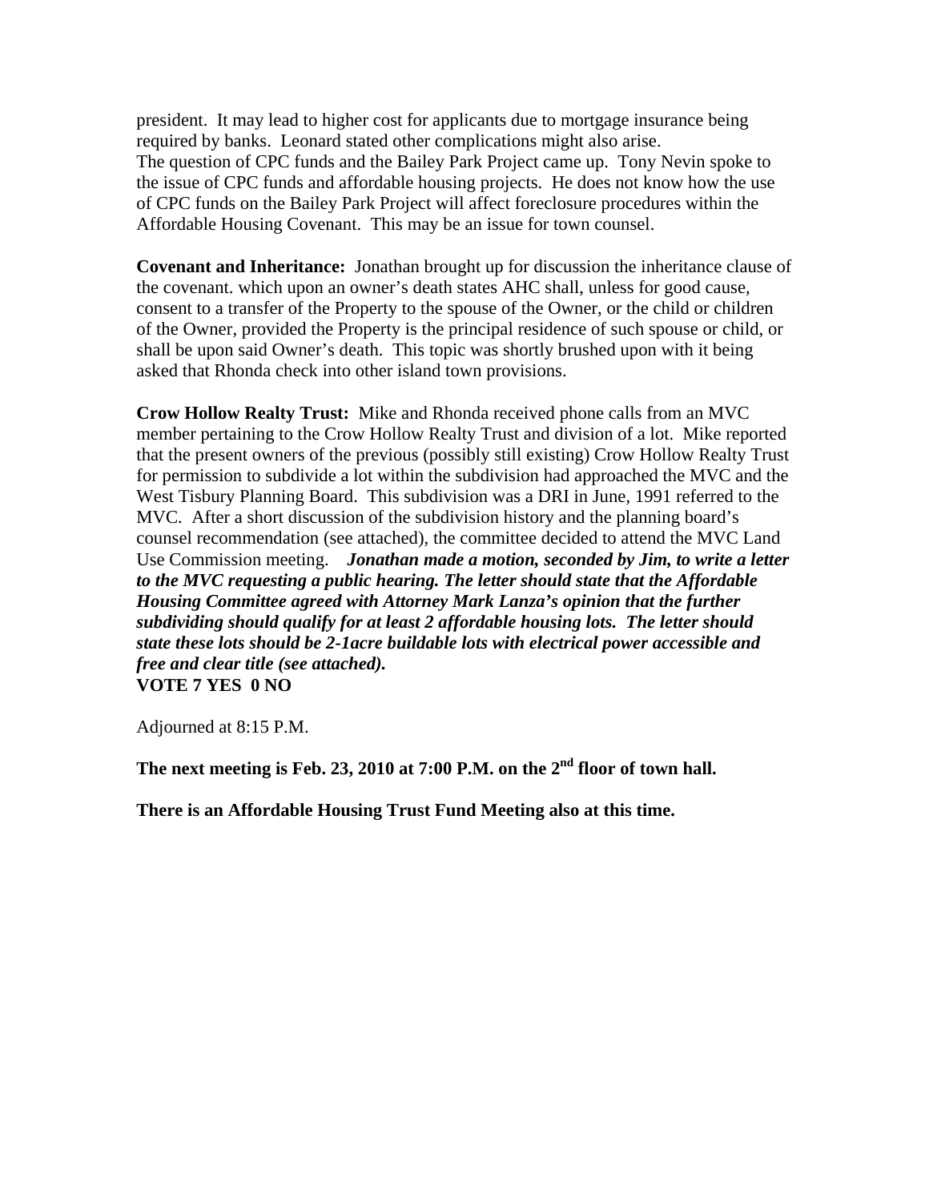president. It may lead to higher cost for applicants due to mortgage insurance being required by banks. Leonard stated other complications might also arise.
The question of CPC funds and the Bailey Park Project came up. Tony Nevin spoke to the issue of CPC funds and affordable housing projects. He does not know how the use of CPC funds on the Bailey Park Project will affect foreclosure procedures within the Affordable Housing Covenant. This may be an issue for town counsel.

**Covenant and Inheritance:** Jonathan brought up for discussion the inheritance clause of the covenant. which upon an owner's death states AHC shall, unless for good cause, consent to a transfer of the Property to the spouse of the Owner, or the child or children of the Owner, provided the Property is the principal residence of such spouse or child, or shall be upon said Owner's death. This topic was shortly brushed upon with it being asked that Rhonda check into other island town provisions.

**Crow Hollow Realty Trust:** Mike and Rhonda received phone calls from an MVC member pertaining to the Crow Hollow Realty Trust and division of a lot. Mike reported that the present owners of the previous (possibly still existing) Crow Hollow Realty Trust for permission to subdivide a lot within the subdivision had approached the MVC and the West Tisbury Planning Board. This subdivision was a DRI in June, 1991 referred to the MVC. After a short discussion of the subdivision history and the planning board's counsel recommendation (see attached), the committee decided to attend the MVC Land Use Commission meeting. ***Jonathan made a motion, seconded by Jim, to write a letter to the MVC requesting a public hearing. The letter should state that the Affordable Housing Committee agreed with Attorney Mark Lanza's opinion that the further subdividing should qualify for at least 2 affordable housing lots. The letter should state these lots should be 2-1acre buildable lots with electrical power accessible and free and clear title (see attached).***
**VOTE 7 YES 0 NO**

Adjourned at 8:15 P.M.

**The next meeting is Feb. 23, 2010 at 7:00 P.M. on the 2nd floor of town hall.**

**There is an Affordable Housing Trust Fund Meeting also at this time.**